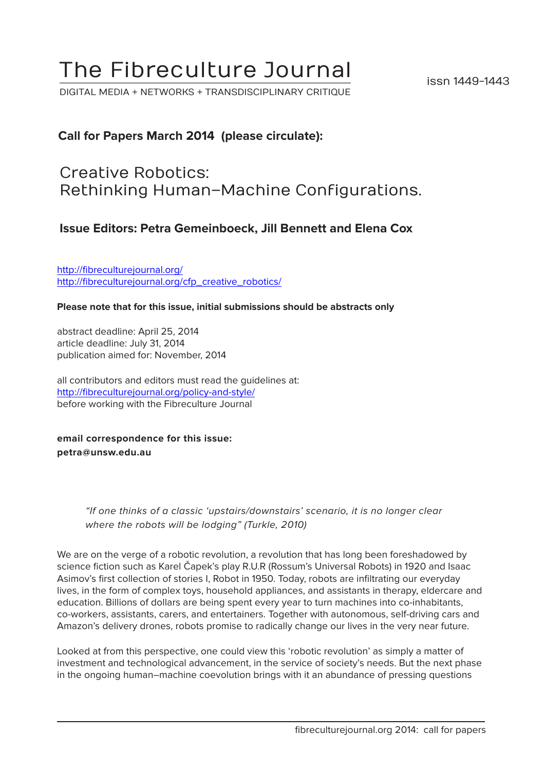# The Fibreculture Journal

DIGITAL MEDIA + NETWORKS + TRANSDISCIPLINARY CRITIQUE

issn 1449-1443

**Call for Papers March 2014 (please circulate):**

## Creative Robotics: Rethinking Human–Machine Configurations.

**Issue Editors: Petra Gemeinboeck, Jill Bennett and Elena Cox**

http://fibreculturejournal.org/
http://fibreculturejournal.org/cfp_creative_robotics/

**Please note that for this issue, initial submissions should be abstracts only**

abstract deadline: April 25, 2014
article deadline: July 31, 2014
publication aimed for: November, 2014

all contributors and editors must read the guidelines at:
http://fibreculturejournal.org/policy-and-style/
before working with the Fibreculture Journal

**email correspondence for this issue:**
**petra@unsw.edu.au**

> *"If one thinks of a classic 'upstairs/downstairs' scenario, it is no longer clear where the robots will be lodging" (Turkle, 2010)*

We are on the verge of a robotic revolution, a revolution that has long been foreshadowed by science fiction such as Karel Čapek's play R.U.R (Rossum's Universal Robots) in 1920 and Isaac Asimov's first collection of stories I, Robot in 1950. Today, robots are infiltrating our everyday lives, in the form of complex toys, household appliances, and assistants in therapy, eldercare and education. Billions of dollars are being spent every year to turn machines into co-inhabitants, co-workers, assistants, carers, and entertainers. Together with autonomous, self-driving cars and Amazon's delivery drones, robots promise to radically change our lives in the very near future.

Looked at from this perspective, one could view this 'robotic revolution' as simply a matter of investment and technological advancement, in the service of society's needs. But the next phase in the ongoing human–machine coevolution brings with it an abundance of pressing questions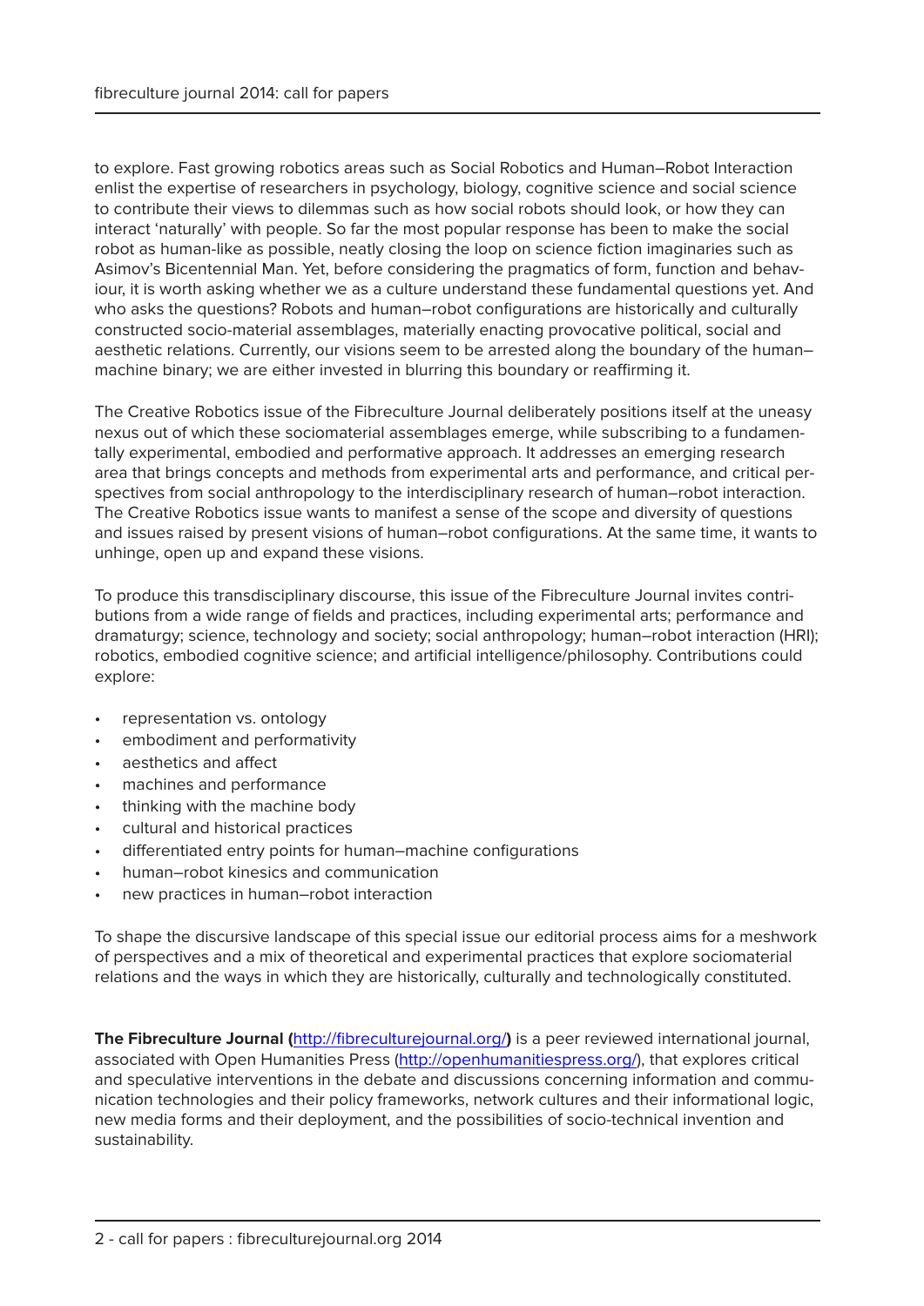to explore. Fast growing robotics areas such as Social Robotics and Human–Robot Interaction enlist the expertise of researchers in psychology, biology, cognitive science and social science to contribute their views to dilemmas such as how social robots should look, or how they can interact 'naturally' with people. So far the most popular response has been to make the social robot as human-like as possible, neatly closing the loop on science fiction imaginaries such as Asimov's Bicentennial Man. Yet, before considering the pragmatics of form, function and behaviour, it is worth asking whether we as a culture understand these fundamental questions yet. And who asks the questions? Robots and human–robot configurations are historically and culturally constructed socio-material assemblages, materially enacting provocative political, social and aesthetic relations. Currently, our visions seem to be arrested along the boundary of the human–machine binary; we are either invested in blurring this boundary or reaffirming it.

The Creative Robotics issue of the Fibreculture Journal deliberately positions itself at the uneasy nexus out of which these sociomaterial assemblages emerge, while subscribing to a fundamentally experimental, embodied and performative approach. It addresses an emerging research area that brings concepts and methods from experimental arts and performance, and critical perspectives from social anthropology to the interdisciplinary research of human–robot interaction. The Creative Robotics issue wants to manifest a sense of the scope and diversity of questions and issues raised by present visions of human–robot configurations. At the same time, it wants to unhinge, open up and expand these visions.

To produce this transdisciplinary discourse, this issue of the Fibreculture Journal invites contributions from a wide range of fields and practices, including experimental arts; performance and dramaturgy; science, technology and society; social anthropology; human–robot interaction (HRI); robotics, embodied cognitive science; and artificial intelligence/philosophy. Contributions could explore:

- representation vs. ontology
- embodiment and performativity
- aesthetics and affect
- machines and performance
- thinking with the machine body
- cultural and historical practices
- differentiated entry points for human–machine configurations
- human–robot kinesics and communication
- new practices in human–robot interaction

To shape the discursive landscape of this special issue our editorial process aims for a meshwork of perspectives and a mix of theoretical and experimental practices that explore sociomaterial relations and the ways in which they are historically, culturally and technologically constituted.

**The Fibreculture Journal (**http://fibreculturejournal.org/**)** is a peer reviewed international journal, associated with Open Humanities Press (http://openhumanitiespress.org/), that explores critical and speculative interventions in the debate and discussions concerning information and communication technologies and their policy frameworks, network cultures and their informational logic, new media forms and their deployment, and the possibilities of socio-technical invention and sustainability.